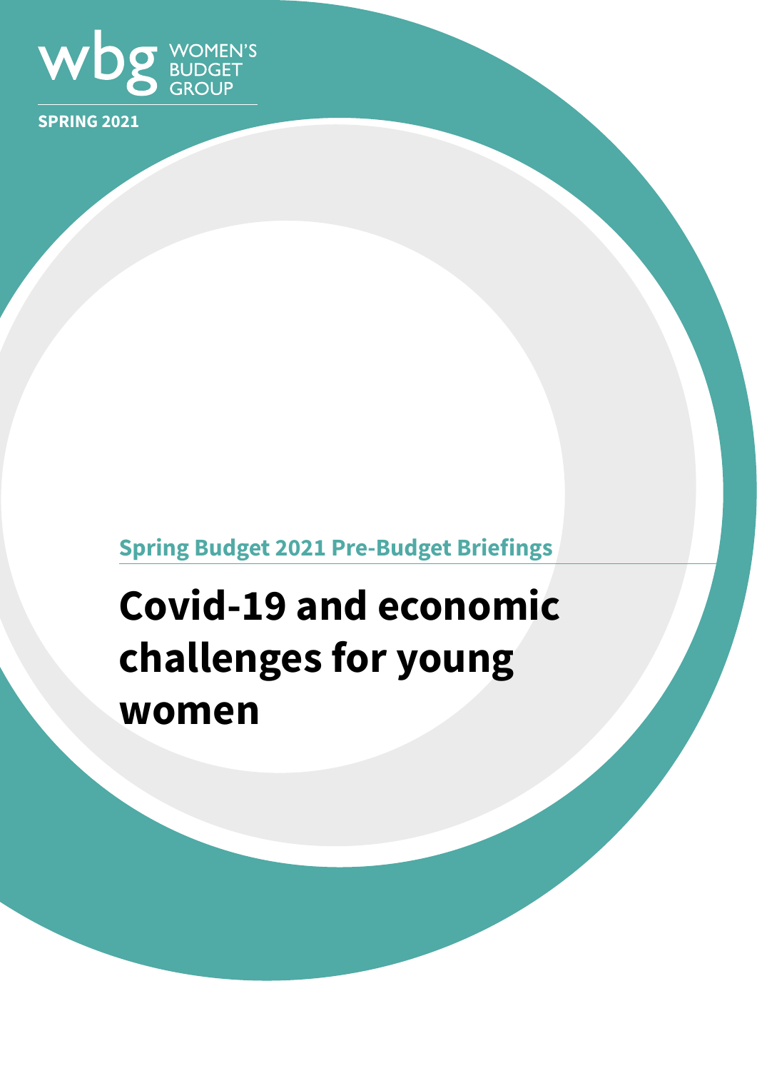wbg WOMEN'S BUDGET GROUP

**SPRING 2021**

**Spring Budget 2021 Pre-Budget Briefings**

# Covid-19 and economic challenges for young women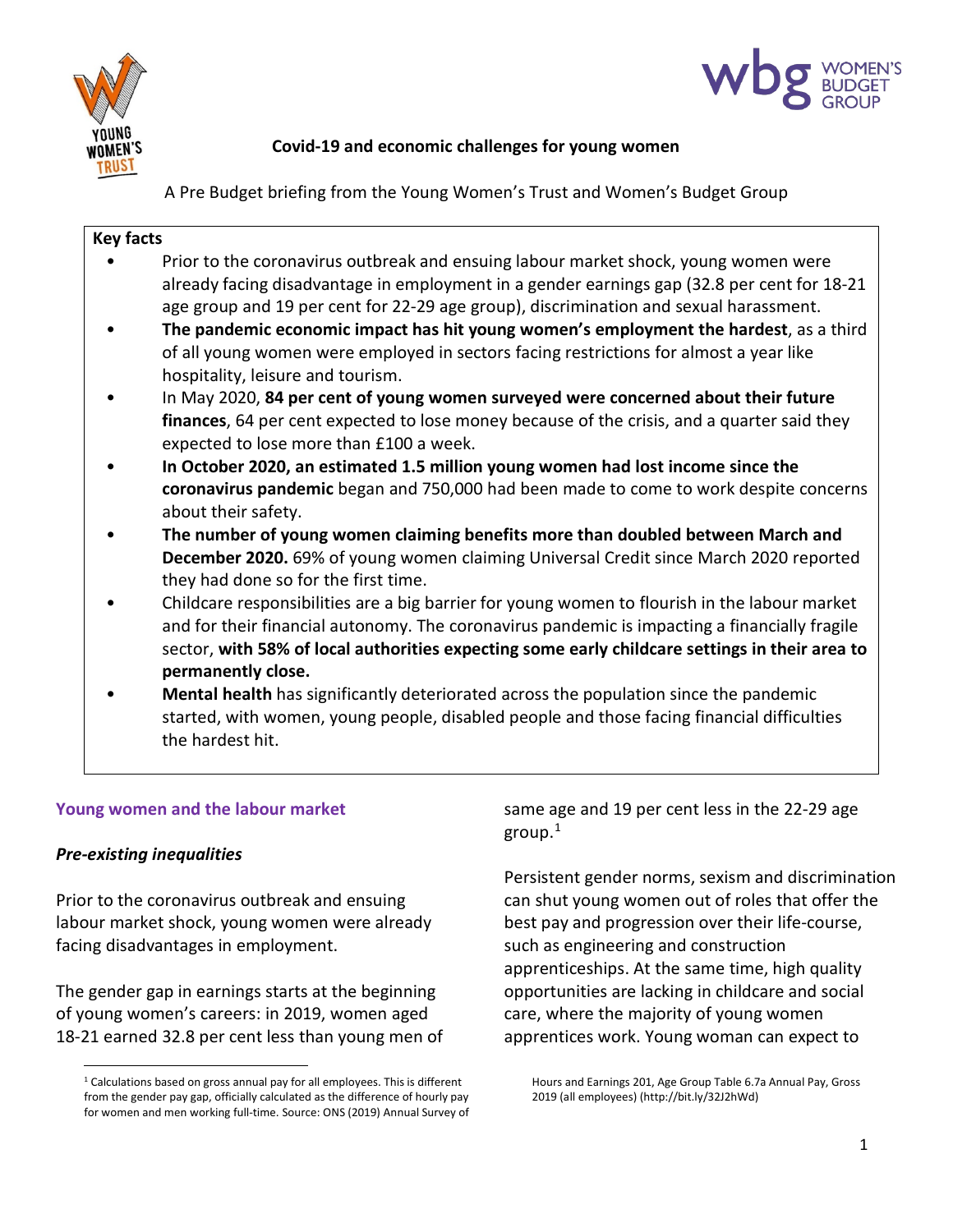# Covid-19 and economic challenges for young women

A Pre Budget briefing from the Young Women's Trust and Women's Budget Group

**Key facts**

- Prior to the coronavirus outbreak and ensuing labour market shock, young women were already facing disadvantage in employment in a gender earnings gap (32.8 per cent for 18-21 age group and 19 per cent for 22-29 age group), discrimination and sexual harassment.
- **The pandemic economic impact has hit young women's employment the hardest**, as a third of all young women were employed in sectors facing restrictions for almost a year like hospitality, leisure and tourism.
- In May 2020, **84 per cent of young women surveyed were concerned about their future finances**, 64 per cent expected to lose money because of the crisis, and a quarter said they expected to lose more than £100 a week.
- **In October 2020, an estimated 1.5 million young women had lost income since the coronavirus pandemic** began and 750,000 had been made to come to work despite concerns about their safety.
- **The number of young women claiming benefits more than doubled between March and December 2020.** 69% of young women claiming Universal Credit since March 2020 reported they had done so for the first time.
- Childcare responsibilities are a big barrier for young women to flourish in the labour market and for their financial autonomy. The coronavirus pandemic is impacting a financially fragile sector, **with 58% of local authorities expecting some early childcare settings in their area to permanently close.**
- **Mental health** has significantly deteriorated across the population since the pandemic started, with women, young people, disabled people and those facing financial difficulties the hardest hit.

## Young women and the labour market

### *Pre-existing inequalities*

Prior to the coronavirus outbreak and ensuing labour market shock, young women were already facing disadvantages in employment.

The gender gap in earnings starts at the beginning of young women's careers: in 2019, women aged 18-21 earned 32.8 per cent less than young men of same age and 19 per cent less in the 22-29 age group.[1]

Persistent gender norms, sexism and discrimination can shut young women out of roles that offer the best pay and progression over their life-course, such as engineering and construction apprenticeships. At the same time, high quality opportunities are lacking in childcare and social care, where the majority of young women apprentices work. Young woman can expect to

[1] Calculations based on gross annual pay for all employees. This is different from the gender pay gap, officially calculated as the difference of hourly pay for women and men working full-time. Source: ONS (2019) Annual Survey of Hours and Earnings 201, Age Group Table 6.7a Annual Pay, Gross 2019 (all employees) (http://bit.ly/32J2hWd)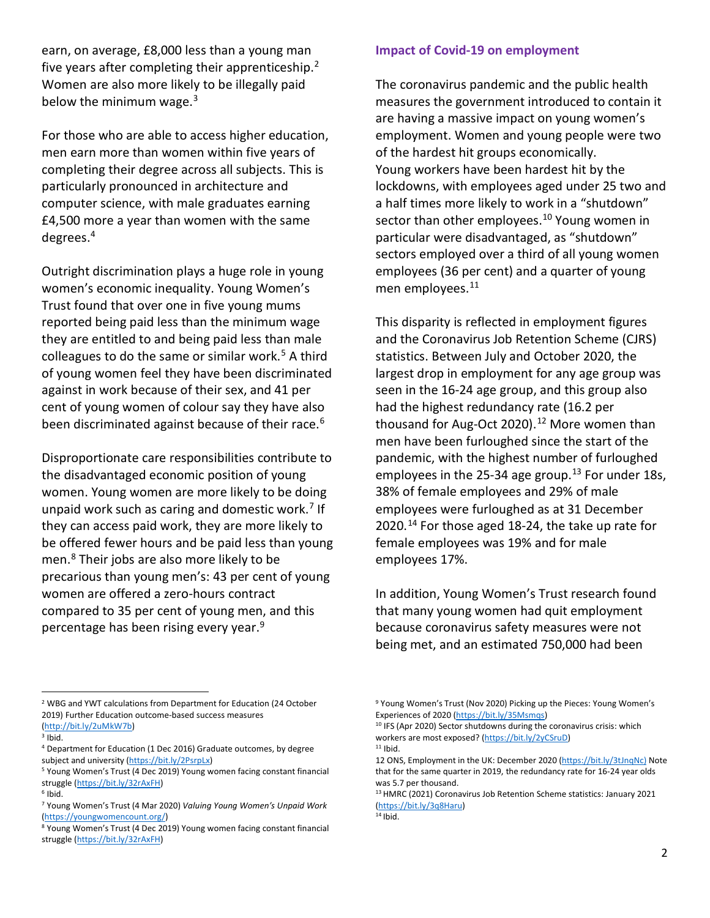earn, on average, £8,000 less than a young man five years after completing their apprenticeship.[2] Women are also more likely to be illegally paid below the minimum wage.[3]

For those who are able to access higher education, men earn more than women within five years of completing their degree across all subjects. This is particularly pronounced in architecture and computer science, with male graduates earning £4,500 more a year than women with the same degrees.[4]

Outright discrimination plays a huge role in young women's economic inequality. Young Women's Trust found that over one in five young mums reported being paid less than the minimum wage they are entitled to and being paid less than male colleagues to do the same or similar work.[5] A third of young women feel they have been discriminated against in work because of their sex, and 41 per cent of young women of colour say they have also been discriminated against because of their race.[6]

Disproportionate care responsibilities contribute to the disadvantaged economic position of young women. Young women are more likely to be doing unpaid work such as caring and domestic work.[7] If they can access paid work, they are more likely to be offered fewer hours and be paid less than young men.[8] Their jobs are also more likely to be precarious than young men's: 43 per cent of young women are offered a zero-hours contract compared to 35 per cent of young men, and this percentage has been rising every year.[9]

## Impact of Covid-19 on employment

The coronavirus pandemic and the public health measures the government introduced to contain it are having a massive impact on young women's employment. Women and young people were two of the hardest hit groups economically.
Young workers have been hardest hit by the lockdowns, with employees aged under 25 two and a half times more likely to work in a "shutdown" sector than other employees.[10] Young women in particular were disadvantaged, as "shutdown" sectors employed over a third of all young women employees (36 per cent) and a quarter of young men employees.[11]

This disparity is reflected in employment figures and the Coronavirus Job Retention Scheme (CJRS) statistics. Between July and October 2020, the largest drop in employment for any age group was seen in the 16-24 age group, and this group also had the highest redundancy rate (16.2 per thousand for Aug-Oct 2020).[12] More women than men have been furloughed since the start of the pandemic, with the highest number of furloughed employees in the 25-34 age group.[13] For under 18s, 38% of female employees and 29% of male employees were furloughed as at 31 December 2020.[14] For those aged 18-24, the take up rate for female employees was 19% and for male employees 17%.

In addition, Young Women's Trust research found that many young women had quit employment because coronavirus safety measures were not being met, and an estimated 750,000 had been

---

[2] WBG and YWT calculations from Department for Education (24 October 2019) Further Education outcome-based success measures (http://bit.ly/2uMkW7b)

[3] Ibid.

[4] Department for Education (1 Dec 2016) Graduate outcomes, by degree subject and university (https://bit.ly/2PsrpLx)

[5] Young Women's Trust (4 Dec 2019) Young women facing constant financial struggle (https://bit.ly/32rAxFH)

[6] Ibid.

[7] Young Women's Trust (4 Mar 2020) *Valuing Young Women's Unpaid Work* (https://youngwomencount.org/)

[8] Young Women's Trust (4 Dec 2019) Young women facing constant financial struggle (https://bit.ly/32rAxFH)

[9] Young Women's Trust (Nov 2020) Picking up the Pieces: Young Women's Experiences of 2020 (https://bit.ly/35Msmqs)

[10] IFS (Apr 2020) Sector shutdowns during the coronavirus crisis: which workers are most exposed? (https://bit.ly/2yCSruD)

[11] Ibid.

[12] ONS, Employment in the UK: December 2020 (https://bit.ly/3tJnqNc) Note that for the same quarter in 2019, the redundancy rate for 16-24 year olds was 5.7 per thousand.

[13] HMRC (2021) Coronavirus Job Retention Scheme statistics: January 2021 (https://bit.ly/3q8Haru)

[14] Ibid.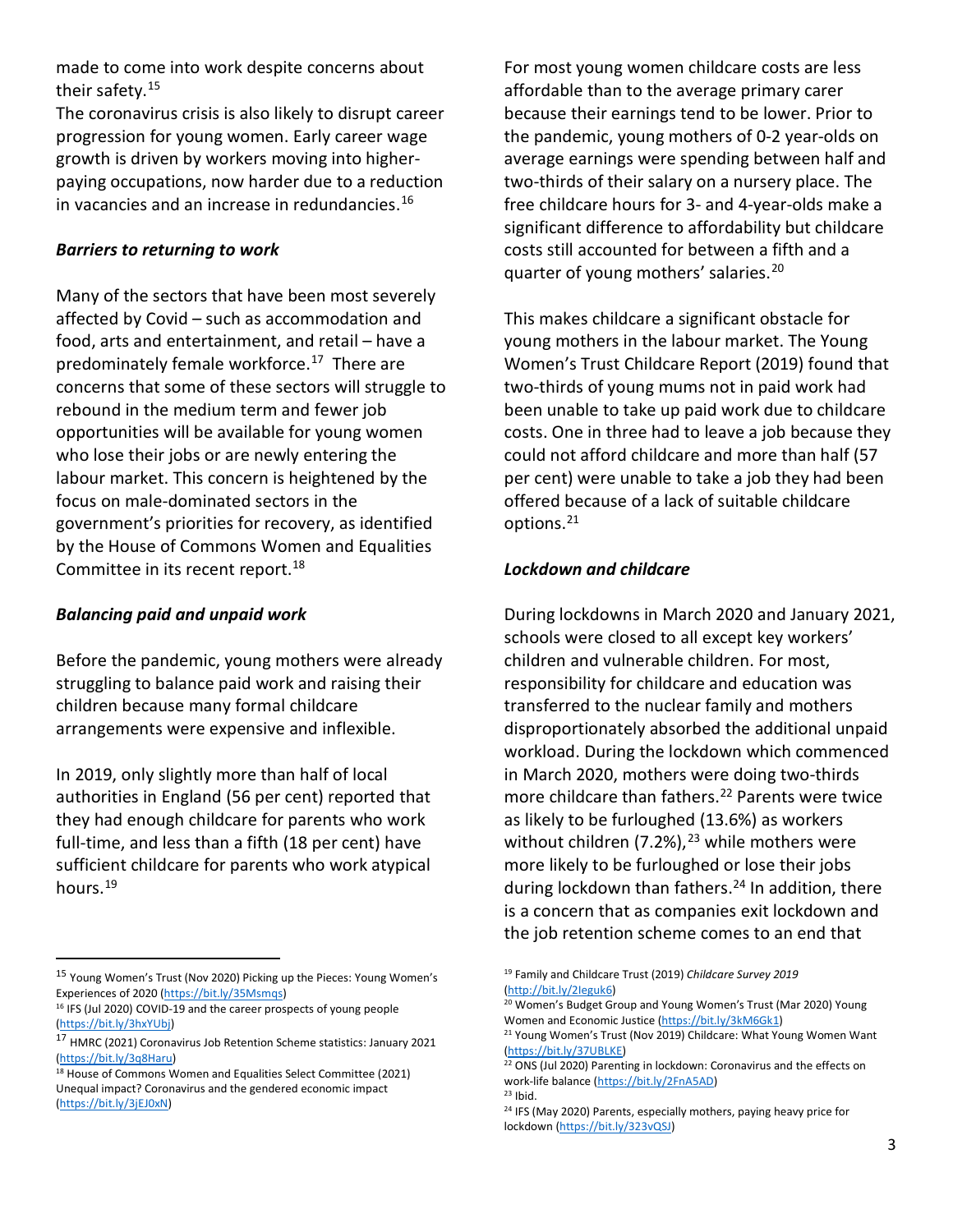made to come into work despite concerns about their safety.[15]

The coronavirus crisis is also likely to disrupt career progression for young women. Early career wage growth is driven by workers moving into higher-paying occupations, now harder due to a reduction in vacancies and an increase in redundancies.[16]

### *Barriers to returning to work*

Many of the sectors that have been most severely affected by Covid – such as accommodation and food, arts and entertainment, and retail – have a predominately female workforce.[17] There are concerns that some of these sectors will struggle to rebound in the medium term and fewer job opportunities will be available for young women who lose their jobs or are newly entering the labour market. This concern is heightened by the focus on male-dominated sectors in the government's priorities for recovery, as identified by the House of Commons Women and Equalities Committee in its recent report.[18]

### *Balancing paid and unpaid work*

Before the pandemic, young mothers were already struggling to balance paid work and raising their children because many formal childcare arrangements were expensive and inflexible.

In 2019, only slightly more than half of local authorities in England (56 per cent) reported that they had enough childcare for parents who work full-time, and less than a fifth (18 per cent) have sufficient childcare for parents who work atypical hours.[19]

For most young women childcare costs are less affordable than to the average primary carer because their earnings tend to be lower. Prior to the pandemic, young mothers of 0-2 year-olds on average earnings were spending between half and two-thirds of their salary on a nursery place. The free childcare hours for 3- and 4-year-olds make a significant difference to affordability but childcare costs still accounted for between a fifth and a quarter of young mothers' salaries.[20]

This makes childcare a significant obstacle for young mothers in the labour market. The Young Women's Trust Childcare Report (2019) found that two-thirds of young mums not in paid work had been unable to take up paid work due to childcare costs. One in three had to leave a job because they could not afford childcare and more than half (57 per cent) were unable to take a job they had been offered because of a lack of suitable childcare options.[21]

### *Lockdown and childcare*

During lockdowns in March 2020 and January 2021, schools were closed to all except key workers' children and vulnerable children. For most, responsibility for childcare and education was transferred to the nuclear family and mothers disproportionately absorbed the additional unpaid workload. During the lockdown which commenced in March 2020, mothers were doing two-thirds more childcare than fathers.[22] Parents were twice as likely to be furloughed (13.6%) as workers without children (7.2%),[23] while mothers were more likely to be furloughed or lose their jobs during lockdown than fathers.[24] In addition, there is a concern that as companies exit lockdown and the job retention scheme comes to an end that

---

[15] Young Women's Trust (Nov 2020) Picking up the Pieces: Young Women's Experiences of 2020 (https://bit.ly/35Msmqs)

[16] IFS (Jul 2020) COVID-19 and the career prospects of young people (https://bit.ly/3hxYUbj)

[17] HMRC (2021) Coronavirus Job Retention Scheme statistics: January 2021 (https://bit.ly/3q8Haru)

[18] House of Commons Women and Equalities Select Committee (2021) Unequal impact? Coronavirus and the gendered economic impact (https://bit.ly/3jEJ0xN)

[19] Family and Childcare Trust (2019) *Childcare Survey 2019* (http://bit.ly/2Ieguk6)

[20] Women's Budget Group and Young Women's Trust (Mar 2020) Young Women and Economic Justice (https://bit.ly/3kM6Gk1)

[21] Young Women's Trust (Nov 2019) Childcare: What Young Women Want (https://bit.ly/37UBLKE)

[22] ONS (Jul 2020) Parenting in lockdown: Coronavirus and the effects on work-life balance (https://bit.ly/2FnA5AD)

[23] Ibid.

[24] IFS (May 2020) Parents, especially mothers, paying heavy price for lockdown (https://bit.ly/323vQSJ)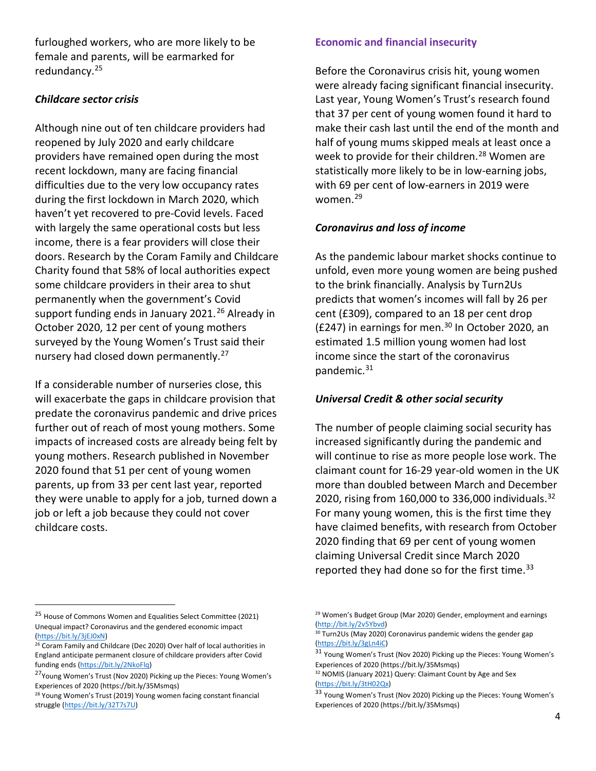furloughed workers, who are more likely to be female and parents, will be earmarked for redundancy.[25]

### *Childcare sector crisis*

Although nine out of ten childcare providers had reopened by July 2020 and early childcare providers have remained open during the most recent lockdown, many are facing financial difficulties due to the very low occupancy rates during the first lockdown in March 2020, which haven't yet recovered to pre-Covid levels. Faced with largely the same operational costs but less income, there is a fear providers will close their doors. Research by the Coram Family and Childcare Charity found that 58% of local authorities expect some childcare providers in their area to shut permanently when the government's Covid support funding ends in January 2021.[26] Already in October 2020, 12 per cent of young mothers surveyed by the Young Women's Trust said their nursery had closed down permanently.[27]

If a considerable number of nurseries close, this will exacerbate the gaps in childcare provision that predate the coronavirus pandemic and drive prices further out of reach of most young mothers. Some impacts of increased costs are already being felt by young mothers. Research published in November 2020 found that 51 per cent of young women parents, up from 33 per cent last year, reported they were unable to apply for a job, turned down a job or left a job because they could not cover childcare costs.

## Economic and financial insecurity

Before the Coronavirus crisis hit, young women were already facing significant financial insecurity. Last year, Young Women's Trust's research found that 37 per cent of young women found it hard to make their cash last until the end of the month and half of young mums skipped meals at least once a week to provide for their children.[28] Women are statistically more likely to be in low-earning jobs, with 69 per cent of low-earners in 2019 were women.[29]

### *Coronavirus and loss of income*

As the pandemic labour market shocks continue to unfold, even more young women are being pushed to the brink financially. Analysis by Turn2Us predicts that women's incomes will fall by 26 per cent (£309), compared to an 18 per cent drop (£247) in earnings for men.[30] In October 2020, an estimated 1.5 million young women had lost income since the start of the coronavirus pandemic.[31]

### *Universal Credit & other social security*

The number of people claiming social security has increased significantly during the pandemic and will continue to rise as more people lose work. The claimant count for 16-29 year-old women in the UK more than doubled between March and December 2020, rising from 160,000 to 336,000 individuals.[32] For many young women, this is the first time they have claimed benefits, with research from October 2020 finding that 69 per cent of young women claiming Universal Credit since March 2020 reported they had done so for the first time.[33]

---

[25] House of Commons Women and Equalities Select Committee (2021) Unequal impact? Coronavirus and the gendered economic impact (https://bit.ly/3jEJ0xN)

[26] Coram Family and Childcare (Dec 2020) Over half of local authorities in England anticipate permanent closure of childcare providers after Covid funding ends (https://bit.ly/2NkoFlq)

[27] Young Women's Trust (Nov 2020) Picking up the Pieces: Young Women's Experiences of 2020 (https://bit.ly/35Msmqs)

[28] Young Women's Trust (2019) Young women facing constant financial struggle (https://bit.ly/32T7s7U)

[29] Women's Budget Group (Mar 2020) Gender, employment and earnings (http://bit.ly/2v5Ybvd)

[30] Turn2Us (May 2020) Coronavirus pandemic widens the gender gap (https://bit.ly/3gLn4iC)

[31] Young Women's Trust (Nov 2020) Picking up the Pieces: Young Women's Experiences of 2020 (https://bit.ly/35Msmqs)

[32] NOMIS (January 2021) Query: Claimant Count by Age and Sex (https://bit.ly/3tH02Qx)

[33] Young Women's Trust (Nov 2020) Picking up the Pieces: Young Women's Experiences of 2020 (https://bit.ly/35Msmqs)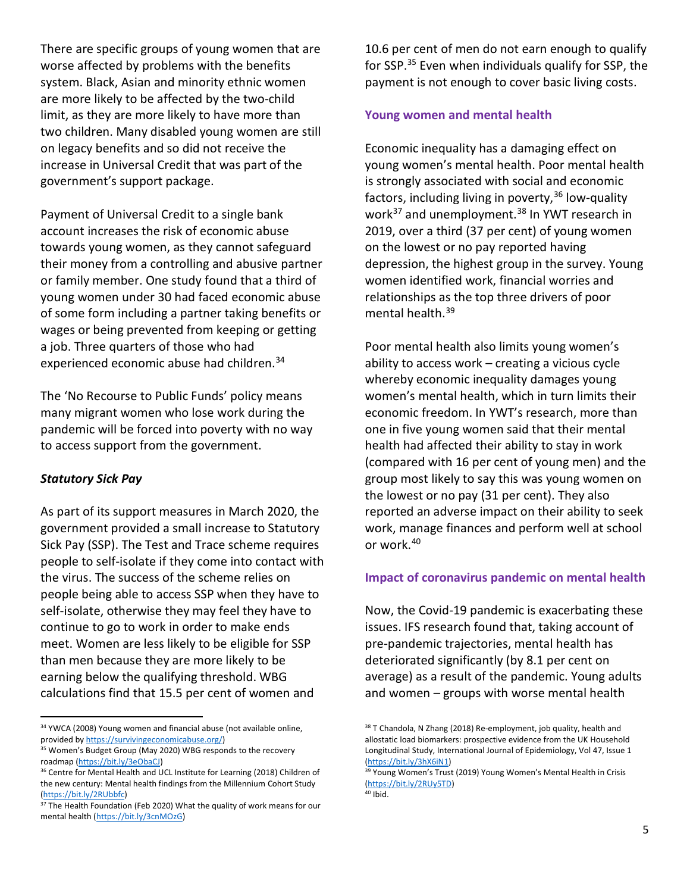There are specific groups of young women that are worse affected by problems with the benefits system. Black, Asian and minority ethnic women are more likely to be affected by the two-child limit, as they are more likely to have more than two children. Many disabled young women are still on legacy benefits and so did not receive the increase in Universal Credit that was part of the government's support package.

Payment of Universal Credit to a single bank account increases the risk of economic abuse towards young women, as they cannot safeguard their money from a controlling and abusive partner or family member. One study found that a third of young women under 30 had faced economic abuse of some form including a partner taking benefits or wages or being prevented from keeping or getting a job. Three quarters of those who had experienced economic abuse had children.[34]

The 'No Recourse to Public Funds' policy means many migrant women who lose work during the pandemic will be forced into poverty with no way to access support from the government.

### *Statutory Sick Pay*

As part of its support measures in March 2020, the government provided a small increase to Statutory Sick Pay (SSP). The Test and Trace scheme requires people to self-isolate if they come into contact with the virus. The success of the scheme relies on people being able to access SSP when they have to self-isolate, otherwise they may feel they have to continue to go to work in order to make ends meet. Women are less likely to be eligible for SSP than men because they are more likely to be earning below the qualifying threshold. WBG calculations find that 15.5 per cent of women and 10.6 per cent of men do not earn enough to qualify for SSP.[35] Even when individuals qualify for SSP, the payment is not enough to cover basic living costs.

## Young women and mental health

Economic inequality has a damaging effect on young women's mental health. Poor mental health is strongly associated with social and economic factors, including living in poverty,[36] low-quality work[37] and unemployment.[38] In YWT research in 2019, over a third (37 per cent) of young women on the lowest or no pay reported having depression, the highest group in the survey. Young women identified work, financial worries and relationships as the top three drivers of poor mental health.[39]

Poor mental health also limits young women's ability to access work – creating a vicious cycle whereby economic inequality damages young women's mental health, which in turn limits their economic freedom. In YWT's research, more than one in five young women said that their mental health had affected their ability to stay in work (compared with 16 per cent of young men) and the group most likely to say this was young women on the lowest or no pay (31 per cent). They also reported an adverse impact on their ability to seek work, manage finances and perform well at school or work.[40]

## Impact of coronavirus pandemic on mental health

Now, the Covid-19 pandemic is exacerbating these issues. IFS research found that, taking account of pre-pandemic trajectories, mental health has deteriorated significantly (by 8.1 per cent on average) as a result of the pandemic. Young adults and women – groups with worse mental health

---

[34] YWCA (2008) Young women and financial abuse (not available online, provided by https://survivingeconomicabuse.org/)

[35] Women's Budget Group (May 2020) WBG responds to the recovery roadmap (https://bit.ly/3eObaCJ)

[36] Centre for Mental Health and UCL Institute for Learning (2018) Children of the new century: Mental health findings from the Millennium Cohort Study (https://bit.ly/2RUbbfc)

[37] The Health Foundation (Feb 2020) What the quality of work means for our mental health (https://bit.ly/3cnMOzG)

[38] T Chandola, N Zhang (2018) Re-employment, job quality, health and allostatic load biomarkers: prospective evidence from the UK Household Longitudinal Study, International Journal of Epidemiology, Vol 47, Issue 1 (https://bit.ly/3hX6iN1)

[39] Young Women's Trust (2019) Young Women's Mental Health in Crisis (https://bit.ly/2RUy5TD)

[40] Ibid.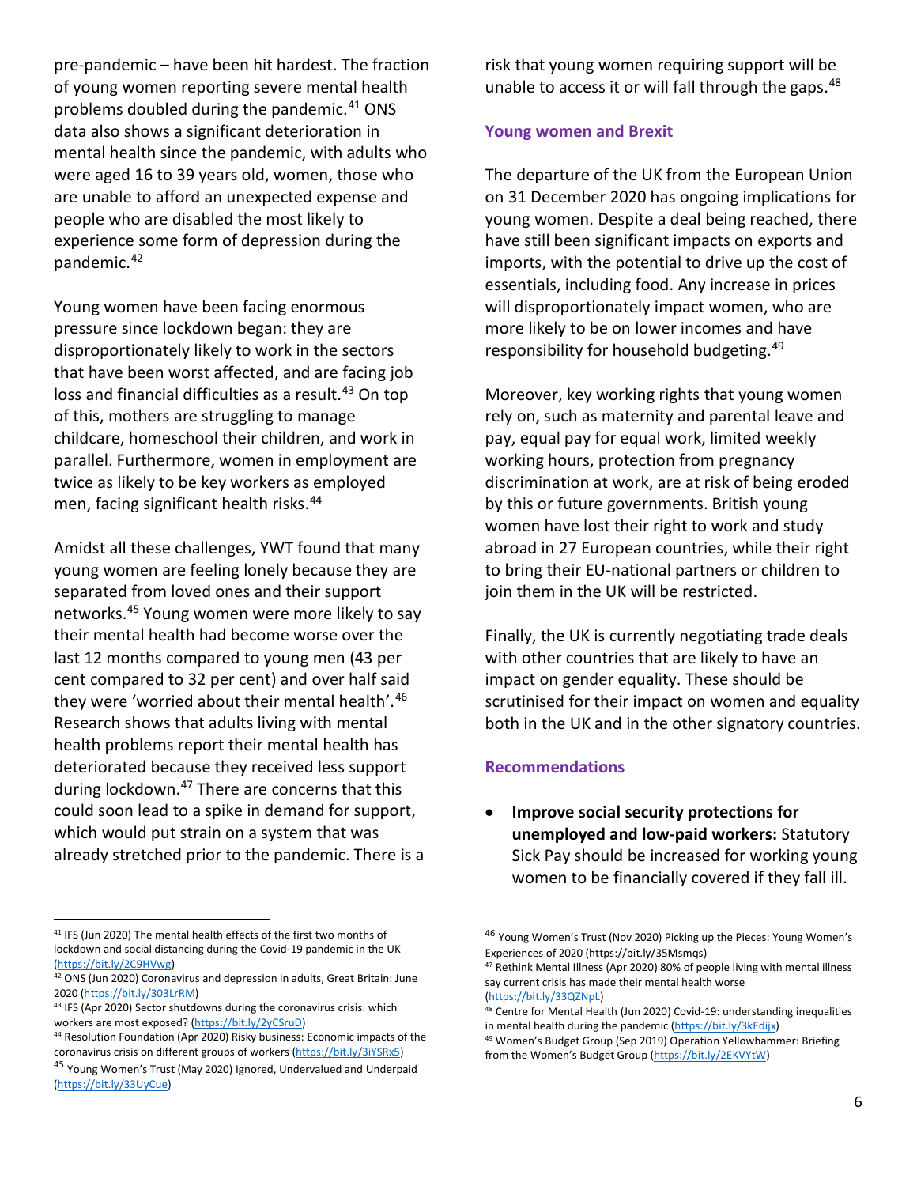pre-pandemic – have been hit hardest. The fraction of young women reporting severe mental health problems doubled during the pandemic.[41] ONS data also shows a significant deterioration in mental health since the pandemic, with adults who were aged 16 to 39 years old, women, those who are unable to afford an unexpected expense and people who are disabled the most likely to experience some form of depression during the pandemic.[42]

Young women have been facing enormous pressure since lockdown began: they are disproportionately likely to work in the sectors that have been worst affected, and are facing job loss and financial difficulties as a result.[43] On top of this, mothers are struggling to manage childcare, homeschool their children, and work in parallel. Furthermore, women in employment are twice as likely to be key workers as employed men, facing significant health risks.[44]

Amidst all these challenges, YWT found that many young women are feeling lonely because they are separated from loved ones and their support networks.[45] Young women were more likely to say their mental health had become worse over the last 12 months compared to young men (43 per cent compared to 32 per cent) and over half said they were 'worried about their mental health'.[46] Research shows that adults living with mental health problems report their mental health has deteriorated because they received less support during lockdown.[47] There are concerns that this could soon lead to a spike in demand for support, which would put strain on a system that was already stretched prior to the pandemic. There is a risk that young women requiring support will be unable to access it or will fall through the gaps.[48]

### Young women and Brexit

The departure of the UK from the European Union on 31 December 2020 has ongoing implications for young women. Despite a deal being reached, there have still been significant impacts on exports and imports, with the potential to drive up the cost of essentials, including food. Any increase in prices will disproportionately impact women, who are more likely to be on lower incomes and have responsibility for household budgeting.[49]

Moreover, key working rights that young women rely on, such as maternity and parental leave and pay, equal pay for equal work, limited weekly working hours, protection from pregnancy discrimination at work, are at risk of being eroded by this or future governments. British young women have lost their right to work and study abroad in 27 European countries, while their right to bring their EU-national partners or children to join them in the UK will be restricted.

Finally, the UK is currently negotiating trade deals with other countries that are likely to have an impact on gender equality. These should be scrutinised for their impact on women and equality both in the UK and in the other signatory countries.

### Recommendations

- **Improve social security protections for unemployed and low-paid workers:** Statutory Sick Pay should be increased for working young women to be financially covered if they fall ill.

---

[41] IFS (Jun 2020) The mental health effects of the first two months of lockdown and social distancing during the Covid-19 pandemic in the UK (https://bit.ly/2C9HVwg)

[42] ONS (Jun 2020) Coronavirus and depression in adults, Great Britain: June 2020 (https://bit.ly/303LrRM)

[43] IFS (Apr 2020) Sector shutdowns during the coronavirus crisis: which workers are most exposed? (https://bit.ly/2yCSruD)

[44] Resolution Foundation (Apr 2020) Risky business: Economic impacts of the coronavirus crisis on different groups of workers (https://bit.ly/3iYSRx5)

[45] Young Women's Trust (May 2020) Ignored, Undervalued and Underpaid (https://bit.ly/33UyCue)

[46] Young Women's Trust (Nov 2020) Picking up the Pieces: Young Women's Experiences of 2020 (https://bit.ly/35Msmqs)

[47] Rethink Mental Illness (Apr 2020) 80% of people living with mental illness say current crisis has made their mental health worse (https://bit.ly/33QZNpL)

[48] Centre for Mental Health (Jun 2020) Covid-19: understanding inequalities in mental health during the pandemic (https://bit.ly/3kEdijx)

[49] Women's Budget Group (Sep 2019) Operation Yellowhammer: Briefing from the Women's Budget Group (https://bit.ly/2EKVYtW)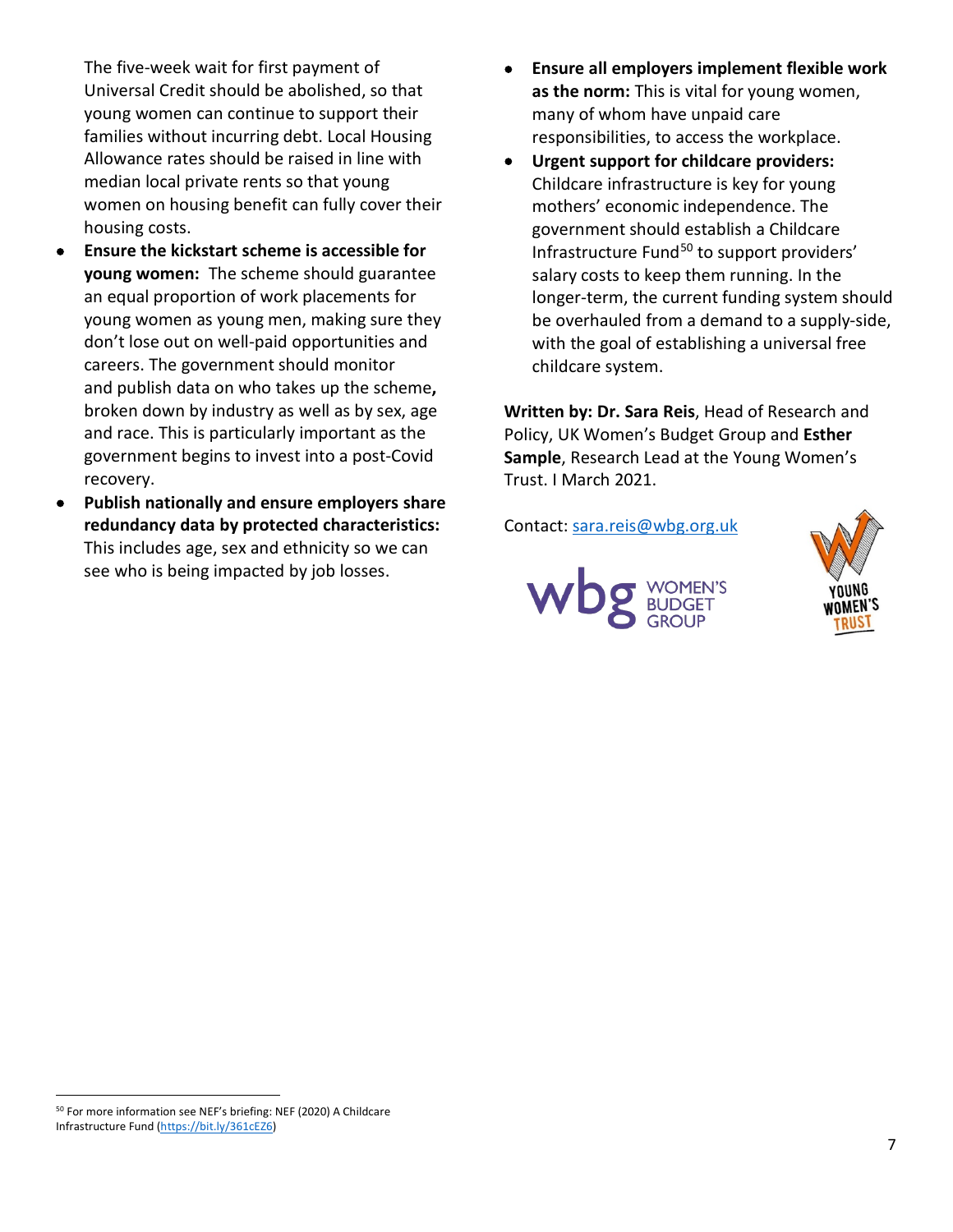The five-week wait for first payment of Universal Credit should be abolished, so that young women can continue to support their families without incurring debt. Local Housing Allowance rates should be raised in line with median local private rents so that young women on housing benefit can fully cover their housing costs.

- **Ensure the kickstart scheme is accessible for young women:** The scheme should guarantee an equal proportion of work placements for young women as young men, making sure they don't lose out on well-paid opportunities and careers. The government should monitor and publish data on who takes up the scheme**,** broken down by industry as well as by sex, age and race. This is particularly important as the government begins to invest into a post-Covid recovery.
- **Publish nationally and ensure employers share redundancy data by protected characteristics:** This includes age, sex and ethnicity so we can see who is being impacted by job losses.
- **Ensure all employers implement flexible work as the norm:** This is vital for young women, many of whom have unpaid care responsibilities, to access the workplace.
- **Urgent support for childcare providers:** Childcare infrastructure is key for young mothers' economic independence. The government should establish a Childcare Infrastructure Fund[50] to support providers' salary costs to keep them running. In the longer-term, the current funding system should be overhauled from a demand to a supply-side, with the goal of establishing a universal free childcare system.

**Written by: Dr. Sara Reis**, Head of Research and Policy, UK Women's Budget Group and **Esther Sample**, Research Lead at the Young Women's Trust. I March 2021.

Contact: sara.reis@wbg.org.uk

wbg WOMEN'S BUDGET GROUP

YOUNG WOMEN'S TRUST

[50] For more information see NEF's briefing: NEF (2020) A Childcare Infrastructure Fund (https://bit.ly/361cEZ6)